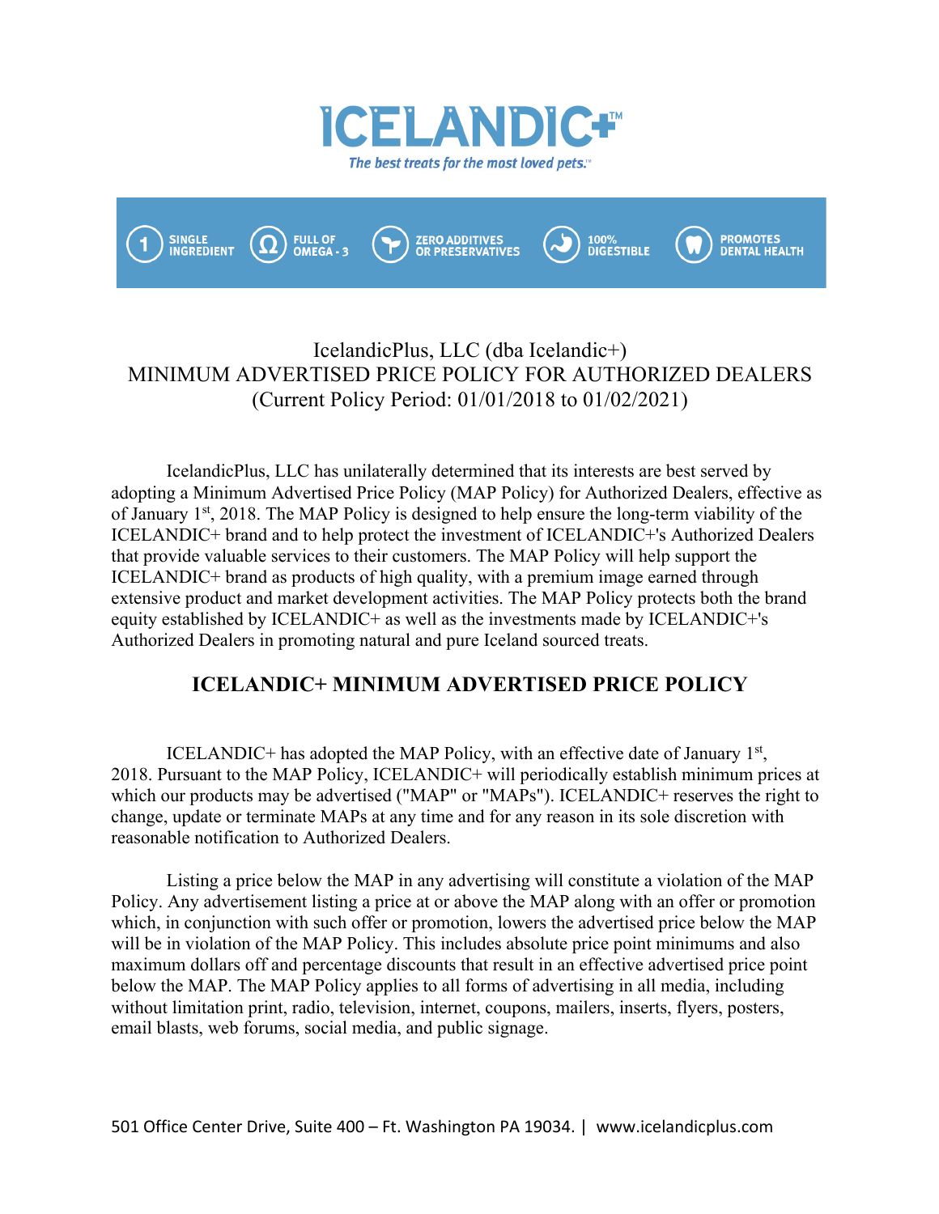# ICELANDIC+™

*The best treats for the most loved pets.™*

SINGLE INGREDIENT | FULL OF OMEGA - 3 | ZERO ADDITIVES OR PRESERVATIVES | 100% DIGESTIBLE | PROMOTES DENTAL HEALTH

IcelandicPlus, LLC (dba Icelandic+)
MINIMUM ADVERTISED PRICE POLICY FOR AUTHORIZED DEALERS
(Current Policy Period: 01/01/2018 to 01/02/2021)

IcelandicPlus, LLC has unilaterally determined that its interests are best served by adopting a Minimum Advertised Price Policy (MAP Policy) for Authorized Dealers, effective as of January 1st, 2018. The MAP Policy is designed to help ensure the long-term viability of the ICELANDIC+ brand and to help protect the investment of ICELANDIC+'s Authorized Dealers that provide valuable services to their customers. The MAP Policy will help support the ICELANDIC+ brand as products of high quality, with a premium image earned through extensive product and market development activities. The MAP Policy protects both the brand equity established by ICELANDIC+ as well as the investments made by ICELANDIC+'s Authorized Dealers in promoting natural and pure Iceland sourced treats.

## ICELANDIC+ MINIMUM ADVERTISED PRICE POLICY

ICELANDIC+ has adopted the MAP Policy, with an effective date of January 1st, 2018. Pursuant to the MAP Policy, ICELANDIC+ will periodically establish minimum prices at which our products may be advertised ("MAP" or "MAPs"). ICELANDIC+ reserves the right to change, update or terminate MAPs at any time and for any reason in its sole discretion with reasonable notification to Authorized Dealers.

Listing a price below the MAP in any advertising will constitute a violation of the MAP Policy. Any advertisement listing a price at or above the MAP along with an offer or promotion which, in conjunction with such offer or promotion, lowers the advertised price below the MAP will be in violation of the MAP Policy. This includes absolute price point minimums and also maximum dollars off and percentage discounts that result in an effective advertised price point below the MAP. The MAP Policy applies to all forms of advertising in all media, including without limitation print, radio, television, internet, coupons, mailers, inserts, flyers, posters, email blasts, web forums, social media, and public signage.

501 Office Center Drive, Suite 400 – Ft. Washington PA 19034. | www.icelandicplus.com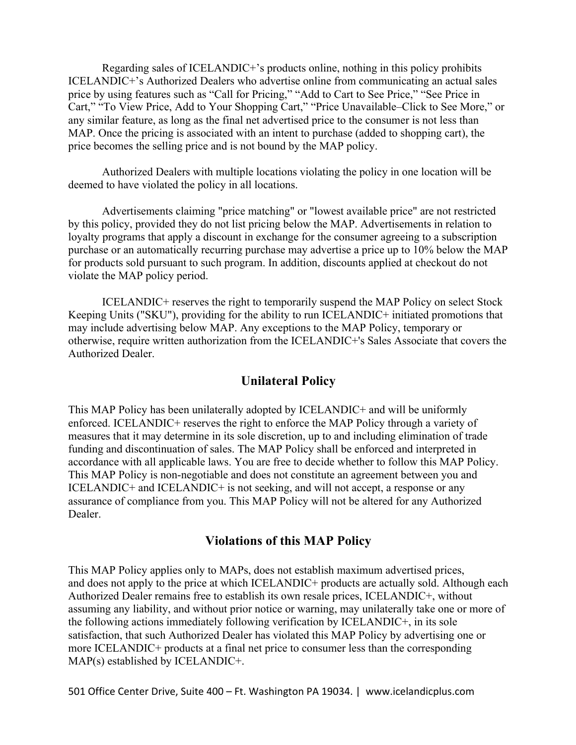Regarding sales of ICELANDIC+'s products online, nothing in this policy prohibits ICELANDIC+'s Authorized Dealers who advertise online from communicating an actual sales price by using features such as "Call for Pricing," "Add to Cart to See Price," "See Price in Cart," "To View Price, Add to Your Shopping Cart," "Price Unavailable–Click to See More," or any similar feature, as long as the final net advertised price to the consumer is not less than MAP. Once the pricing is associated with an intent to purchase (added to shopping cart), the price becomes the selling price and is not bound by the MAP policy.

Authorized Dealers with multiple locations violating the policy in one location will be deemed to have violated the policy in all locations.

Advertisements claiming "price matching" or "lowest available price" are not restricted by this policy, provided they do not list pricing below the MAP. Advertisements in relation to loyalty programs that apply a discount in exchange for the consumer agreeing to a subscription purchase or an automatically recurring purchase may advertise a price up to 10% below the MAP for products sold pursuant to such program. In addition, discounts applied at checkout do not violate the MAP policy period.

ICELANDIC+ reserves the right to temporarily suspend the MAP Policy on select Stock Keeping Units ("SKU"), providing for the ability to run ICELANDIC+ initiated promotions that may include advertising below MAP. Any exceptions to the MAP Policy, temporary or otherwise, require written authorization from the ICELANDIC+'s Sales Associate that covers the Authorized Dealer.

## Unilateral Policy

This MAP Policy has been unilaterally adopted by ICELANDIC+ and will be uniformly enforced. ICELANDIC+ reserves the right to enforce the MAP Policy through a variety of measures that it may determine in its sole discretion, up to and including elimination of trade funding and discontinuation of sales. The MAP Policy shall be enforced and interpreted in accordance with all applicable laws. You are free to decide whether to follow this MAP Policy. This MAP Policy is non-negotiable and does not constitute an agreement between you and ICELANDIC+ and ICELANDIC+ is not seeking, and will not accept, a response or any assurance of compliance from you. This MAP Policy will not be altered for any Authorized Dealer.

## Violations of this MAP Policy

This MAP Policy applies only to MAPs, does not establish maximum advertised prices, and does not apply to the price at which ICELANDIC+ products are actually sold. Although each Authorized Dealer remains free to establish its own resale prices, ICELANDIC+, without assuming any liability, and without prior notice or warning, may unilaterally take one or more of the following actions immediately following verification by ICELANDIC+, in its sole satisfaction, that such Authorized Dealer has violated this MAP Policy by advertising one or more ICELANDIC+ products at a final net price to consumer less than the corresponding MAP(s) established by ICELANDIC+.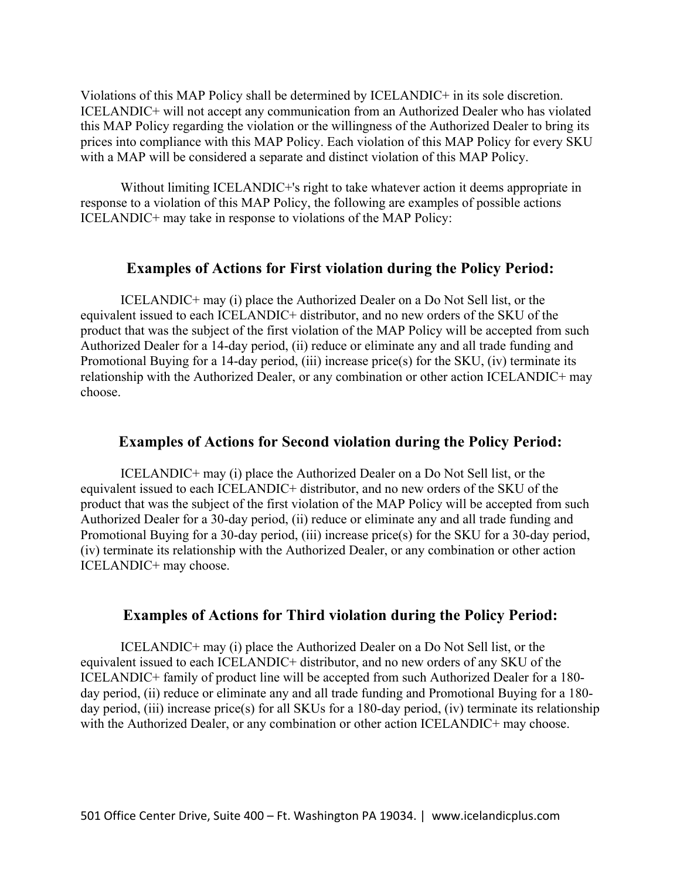Violations of this MAP Policy shall be determined by ICELANDIC+ in its sole discretion. ICELANDIC+ will not accept any communication from an Authorized Dealer who has violated this MAP Policy regarding the violation or the willingness of the Authorized Dealer to bring its prices into compliance with this MAP Policy. Each violation of this MAP Policy for every SKU with a MAP will be considered a separate and distinct violation of this MAP Policy.

Without limiting ICELANDIC+'s right to take whatever action it deems appropriate in response to a violation of this MAP Policy, the following are examples of possible actions ICELANDIC+ may take in response to violations of the MAP Policy:

## Examples of Actions for First violation during the Policy Period:

ICELANDIC+ may (i) place the Authorized Dealer on a Do Not Sell list, or the equivalent issued to each ICELANDIC+ distributor, and no new orders of the SKU of the product that was the subject of the first violation of the MAP Policy will be accepted from such Authorized Dealer for a 14-day period, (ii) reduce or eliminate any and all trade funding and Promotional Buying for a 14-day period, (iii) increase price(s) for the SKU, (iv) terminate its relationship with the Authorized Dealer, or any combination or other action ICELANDIC+ may choose.

## Examples of Actions for Second violation during the Policy Period:

ICELANDIC+ may (i) place the Authorized Dealer on a Do Not Sell list, or the equivalent issued to each ICELANDIC+ distributor, and no new orders of the SKU of the product that was the subject of the first violation of the MAP Policy will be accepted from such Authorized Dealer for a 30-day period, (ii) reduce or eliminate any and all trade funding and Promotional Buying for a 30-day period, (iii) increase price(s) for the SKU for a 30-day period, (iv) terminate its relationship with the Authorized Dealer, or any combination or other action ICELANDIC+ may choose.

## Examples of Actions for Third violation during the Policy Period:

ICELANDIC+ may (i) place the Authorized Dealer on a Do Not Sell list, or the equivalent issued to each ICELANDIC+ distributor, and no new orders of any SKU of the ICELANDIC+ family of product line will be accepted from such Authorized Dealer for a 180-day period, (ii) reduce or eliminate any and all trade funding and Promotional Buying for a 180-day period, (iii) increase price(s) for all SKUs for a 180-day period, (iv) terminate its relationship with the Authorized Dealer, or any combination or other action ICELANDIC+ may choose.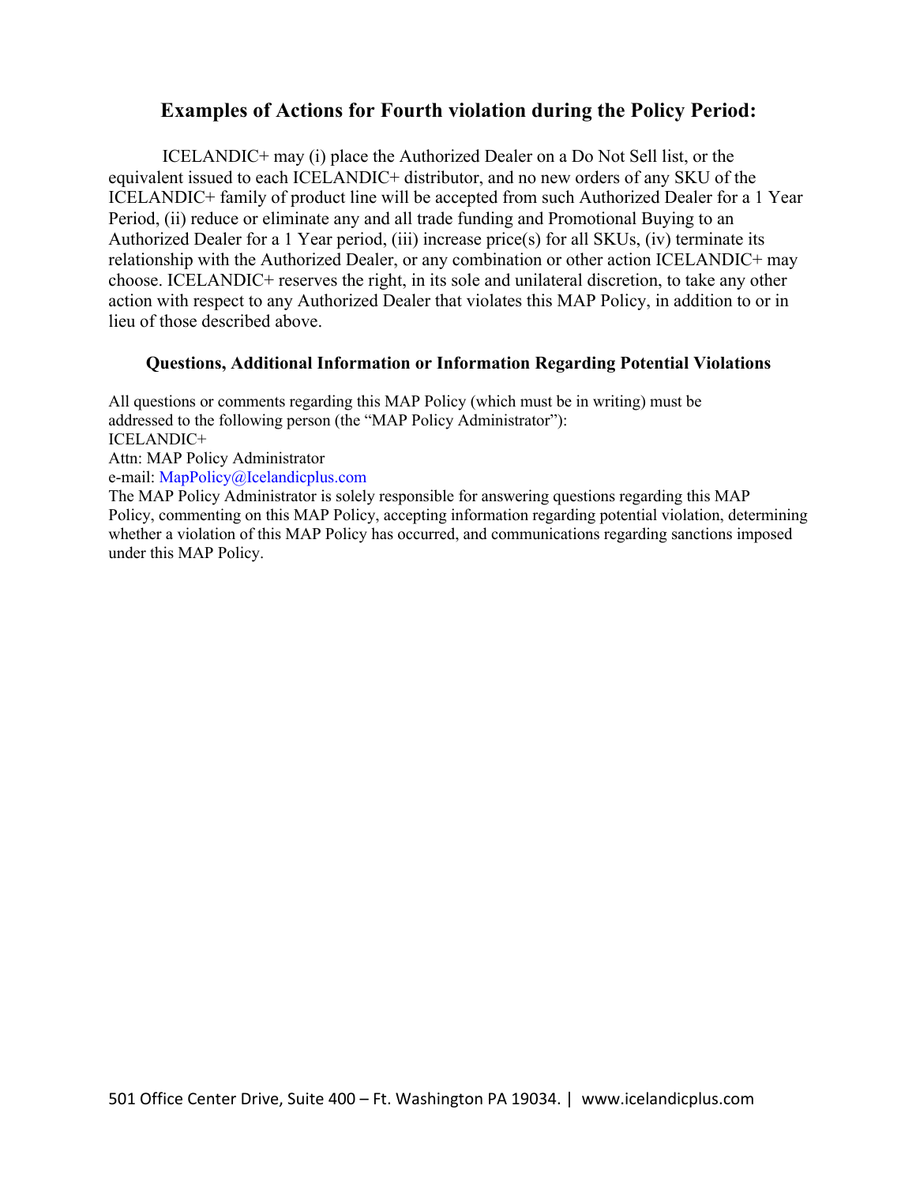## Examples of Actions for Fourth violation during the Policy Period:

ICELANDIC+ may (i) place the Authorized Dealer on a Do Not Sell list, or the equivalent issued to each ICELANDIC+ distributor, and no new orders of any SKU of the ICELANDIC+ family of product line will be accepted from such Authorized Dealer for a 1 Year Period, (ii) reduce or eliminate any and all trade funding and Promotional Buying to an Authorized Dealer for a 1 Year period, (iii) increase price(s) for all SKUs, (iv) terminate its relationship with the Authorized Dealer, or any combination or other action ICELANDIC+ may choose. ICELANDIC+ reserves the right, in its sole and unilateral discretion, to take any other action with respect to any Authorized Dealer that violates this MAP Policy, in addition to or in lieu of those described above.

### Questions, Additional Information or Information Regarding Potential Violations

All questions or comments regarding this MAP Policy (which must be in writing) must be addressed to the following person (the "MAP Policy Administrator"):
ICELANDIC+
Attn: MAP Policy Administrator
e-mail: MapPolicy@Icelandicplus.com
The MAP Policy Administrator is solely responsible for answering questions regarding this MAP Policy, commenting on this MAP Policy, accepting information regarding potential violation, determining whether a violation of this MAP Policy has occurred, and communications regarding sanctions imposed under this MAP Policy.